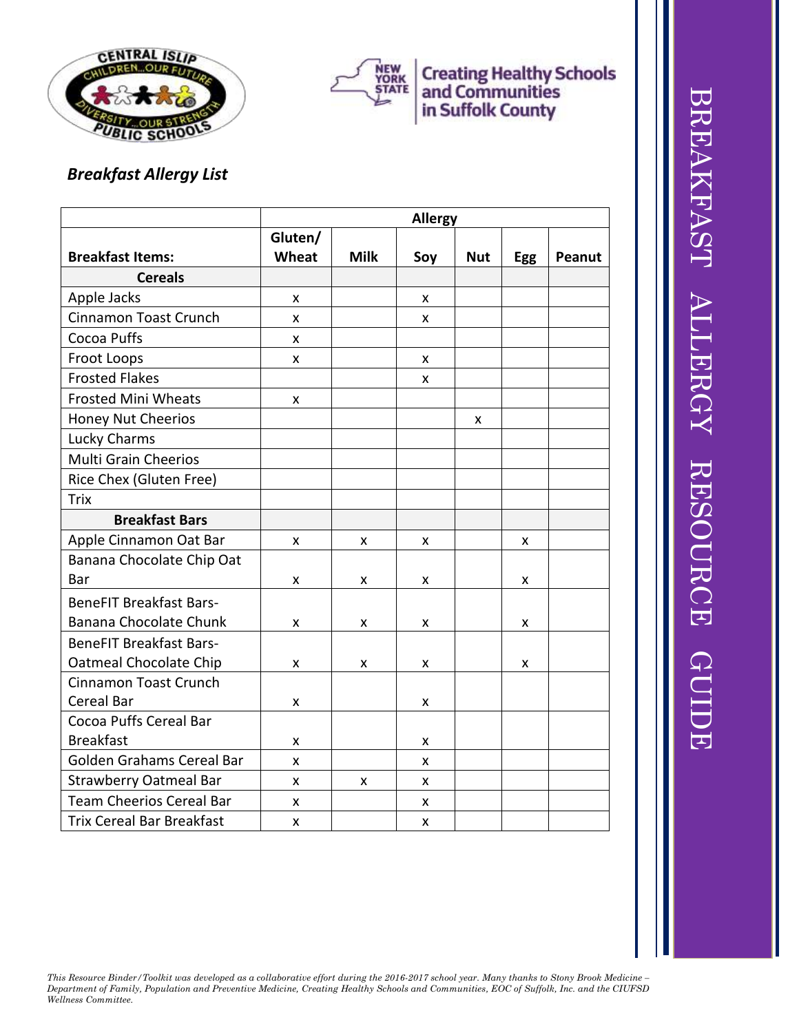Creating Healthy Schools and Communities in Suffolk County

BREAKFAST ALLERGY RESOURCE GUIDE

## *Breakfast Allergy List*

| | Allergy | | | | | |
|---|---|---|---|---|---|---|
| **Breakfast Items:** | **Gluten/ Wheat** | **Milk** | **Soy** | **Nut** | **Egg** | **Peanut** |
| **Cereals** | | | | | | |
| Apple Jacks | x | | x | | | |
| Cinnamon Toast Crunch | x | | x | | | |
| Cocoa Puffs | x | | | | | |
| Froot Loops | x | | x | | | |
| Frosted Flakes | | | x | | | |
| Frosted Mini Wheats | x | | | | | |
| Honey Nut Cheerios | | | | x | | |
| Lucky Charms | | | | | | |
| Multi Grain Cheerios | | | | | | |
| Rice Chex (Gluten Free) | | | | | | |
| Trix | | | | | | |
| **Breakfast Bars** | | | | | | |
| Apple Cinnamon Oat Bar | x | x | x | | x | |
| Banana Chocolate Chip Oat Bar | x | x | x | | x | |
| BeneFIT Breakfast Bars- Banana Chocolate Chunk | x | x | x | | x | |
| BeneFIT Breakfast Bars- Oatmeal Chocolate Chip | x | x | x | | x | |
| Cinnamon Toast Crunch Cereal Bar | x | | x | | | |
| Cocoa Puffs Cereal Bar Breakfast | x | | x | | | |
| Golden Grahams Cereal Bar | x | | x | | | |
| Strawberry Oatmeal Bar | x | x | x | | | |
| Team Cheerios Cereal Bar | x | | x | | | |
| Trix Cereal Bar Breakfast | x | | x | | | |

*This Resource Binder/Toolkit was developed as a collaborative effort during the 2016-2017 school year. Many thanks to Stony Brook Medicine – Department of Family, Population and Preventive Medicine, Creating Healthy Schools and Communities, EOC of Suffolk, Inc. and the CIUFSD Wellness Committee.*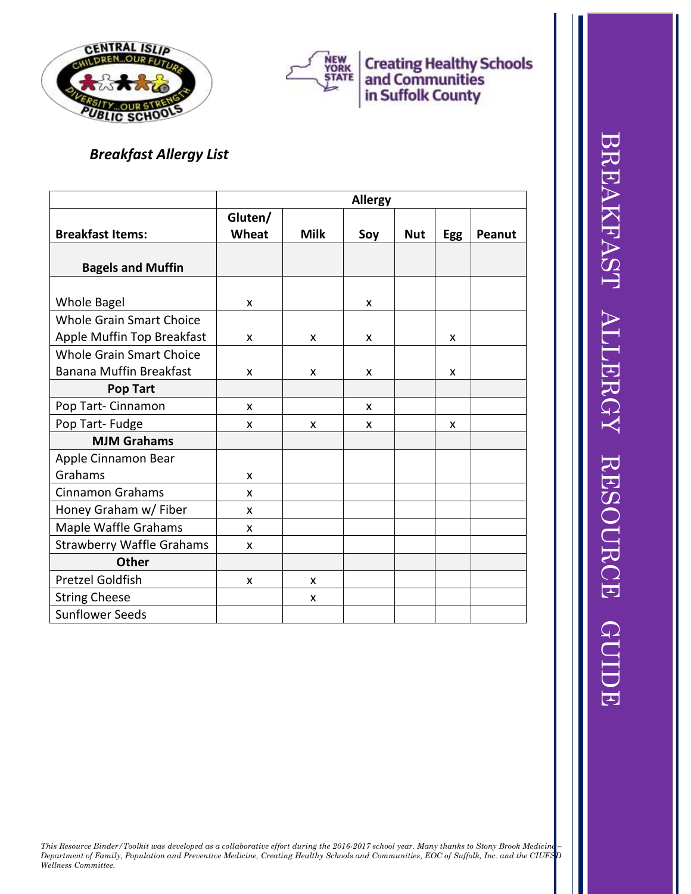Central Islip Public Schools — Children...Our Future — Diversity...Our Strength

New York State — Creating Healthy Schools and Communities in Suffolk County

### *Breakfast Allergy List*

| | Allergy | | | | | |
|---|---|---|---|---|---|---|
| **Breakfast Items:** | **Gluten/ Wheat** | **Milk** | **Soy** | **Nut** | **Egg** | **Peanut** |
| **Bagels and Muffin** | | | | | | |
| Whole Bagel | x | | x | | | |
| Whole Grain Smart Choice Apple Muffin Top Breakfast | x | x | x | | x | |
| Whole Grain Smart Choice Banana Muffin Breakfast | x | x | x | | x | |
| **Pop Tart** | | | | | | |
| Pop Tart- Cinnamon | x | | x | | | |
| Pop Tart- Fudge | x | x | x | | x | |
| **MJM Grahams** | | | | | | |
| Apple Cinnamon Bear Grahams | x | | | | | |
| Cinnamon Grahams | x | | | | | |
| Honey Graham w/ Fiber | x | | | | | |
| Maple Waffle Grahams | x | | | | | |
| Strawberry Waffle Grahams | x | | | | | |
| **Other** | | | | | | |
| Pretzel Goldfish | x | x | | | | |
| String Cheese | | x | | | | |
| Sunflower Seeds | | | | | | |

*This Resource Binder/Toolkit was developed as a collaborative effort during the 2016-2017 school year. Many thanks to Stony Brook Medicine – Department of Family, Population and Preventive Medicine, Creating Healthy Schools and Communities, EOC of Suffolk, Inc. and the CIUFSD Wellness Committee.*